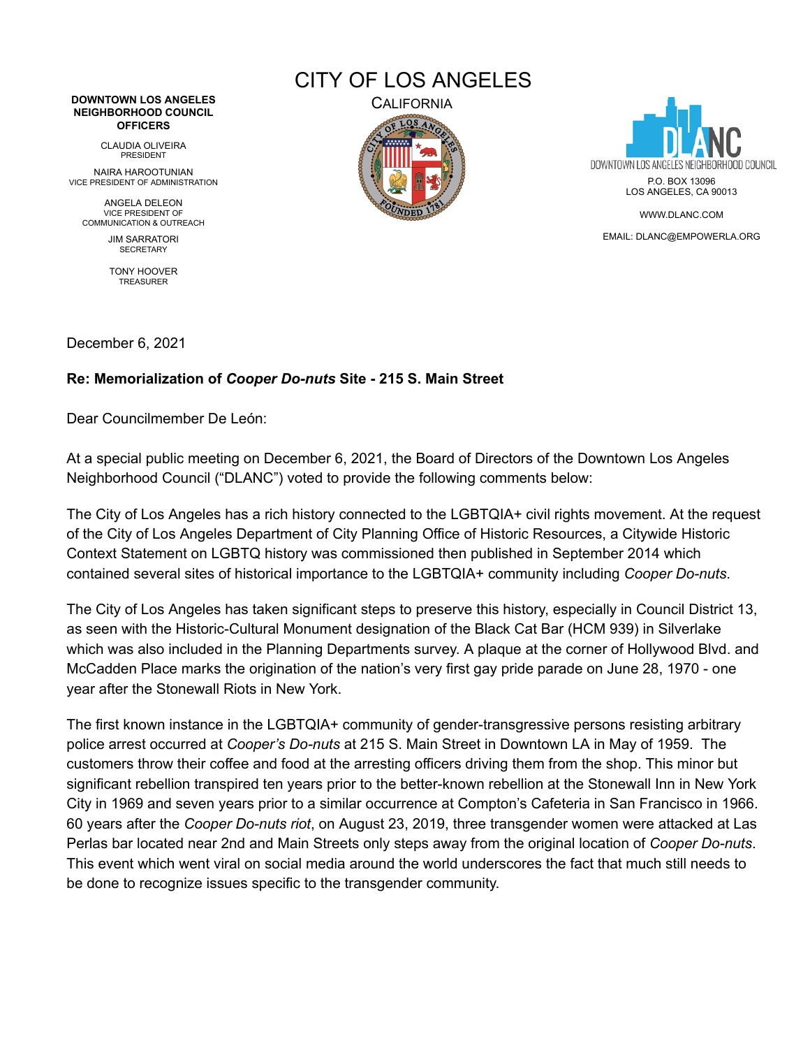**DOWNTOWN LOS ANGELES NEIGHBORHOOD COUNCIL OFFICERS**

CLAUDIA OLIVEIRA
PRESIDENT

NAIRA HAROOTUNIAN
VICE PRESIDENT OF ADMINISTRATION

ANGELA DELEON
VICE PRESIDENT OF COMMUNICATION & OUTREACH

JIM SARRATORI
SECRETARY

TONY HOOVER
TREASURER

# CITY OF LOS ANGELES

CALIFORNIA

DOWNTOWN LOS ANGELES NEIGHBORHOOD COUNCIL
P.O. BOX 13096
LOS ANGELES, CA 90013

WWW.DLANC.COM

EMAIL: DLANC@EMPOWERLA.ORG

December 6, 2021

**Re: Memorialization of *Cooper Do-nuts* Site - 215 S. Main Street**

Dear Councilmember De León:

At a special public meeting on December 6, 2021, the Board of Directors of the Downtown Los Angeles Neighborhood Council ("DLANC") voted to provide the following comments below:

The City of Los Angeles has a rich history connected to the LGBTQIA+ civil rights movement. At the request of the City of Los Angeles Department of City Planning Office of Historic Resources, a Citywide Historic Context Statement on LGBTQ history was commissioned then published in September 2014 which contained several sites of historical importance to the LGBTQIA+ community including *Cooper Do-nuts*.

The City of Los Angeles has taken significant steps to preserve this history, especially in Council District 13, as seen with the Historic-Cultural Monument designation of the Black Cat Bar (HCM 939) in Silverlake which was also included in the Planning Departments survey. A plaque at the corner of Hollywood Blvd. and McCadden Place marks the origination of the nation's very first gay pride parade on June 28, 1970 - one year after the Stonewall Riots in New York.

The first known instance in the LGBTQIA+ community of gender-transgressive persons resisting arbitrary police arrest occurred at *Cooper's Do-nuts* at 215 S. Main Street in Downtown LA in May of 1959. The customers throw their coffee and food at the arresting officers driving them from the shop. This minor but significant rebellion transpired ten years prior to the better-known rebellion at the Stonewall Inn in New York City in 1969 and seven years prior to a similar occurrence at Compton's Cafeteria in San Francisco in 1966. 60 years after the *Cooper Do-nuts riot*, on August 23, 2019, three transgender women were attacked at Las Perlas bar located near 2nd and Main Streets only steps away from the original location of *Cooper Do-nuts*. This event which went viral on social media around the world underscores the fact that much still needs to be done to recognize issues specific to the transgender community.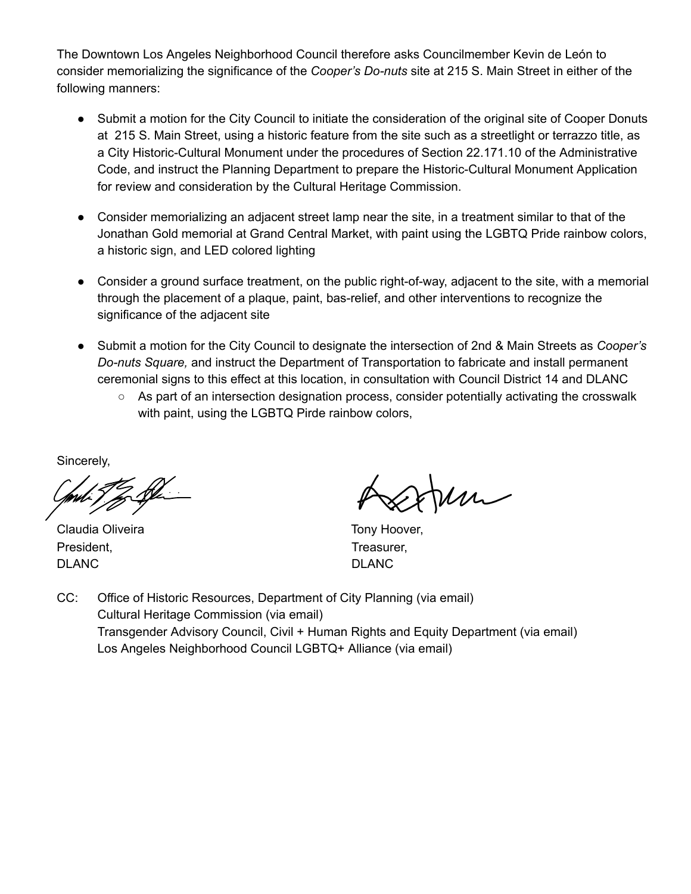The Downtown Los Angeles Neighborhood Council therefore asks Councilmember Kevin de León to consider memorializing the significance of the *Cooper's Do-nuts* site at 215 S. Main Street in either of the following manners:

- Submit a motion for the City Council to initiate the consideration of the original site of Cooper Donuts at 215 S. Main Street, using a historic feature from the site such as a streetlight or terrazzo title, as a City Historic-Cultural Monument under the procedures of Section 22.171.10 of the Administrative Code, and instruct the Planning Department to prepare the Historic-Cultural Monument Application for review and consideration by the Cultural Heritage Commission.

- Consider memorializing an adjacent street lamp near the site, in a treatment similar to that of the Jonathan Gold memorial at Grand Central Market, with paint using the LGBTQ Pride rainbow colors, a historic sign, and LED colored lighting

- Consider a ground surface treatment, on the public right-of-way, adjacent to the site, with a memorial through the placement of a plaque, paint, bas-relief, and other interventions to recognize the significance of the adjacent site

- Submit a motion for the City Council to designate the intersection of 2nd & Main Streets as *Cooper's Do-nuts Square,* and instruct the Department of Transportation to fabricate and install permanent ceremonial signs to this effect at this location, in consultation with Council District 14 and DLANC
  - As part of an intersection designation process, consider potentially activating the crosswalk with paint, using the LGBTQ Pirde rainbow colors,

Sincerely,

Claudia Oliveira
President,
DLANC

Tony Hoover,
Treasurer,
DLANC

CC: Office of Historic Resources, Department of City Planning (via email)
Cultural Heritage Commission (via email)
Transgender Advisory Council, Civil + Human Rights and Equity Department (via email)
Los Angeles Neighborhood Council LGBTQ+ Alliance (via email)